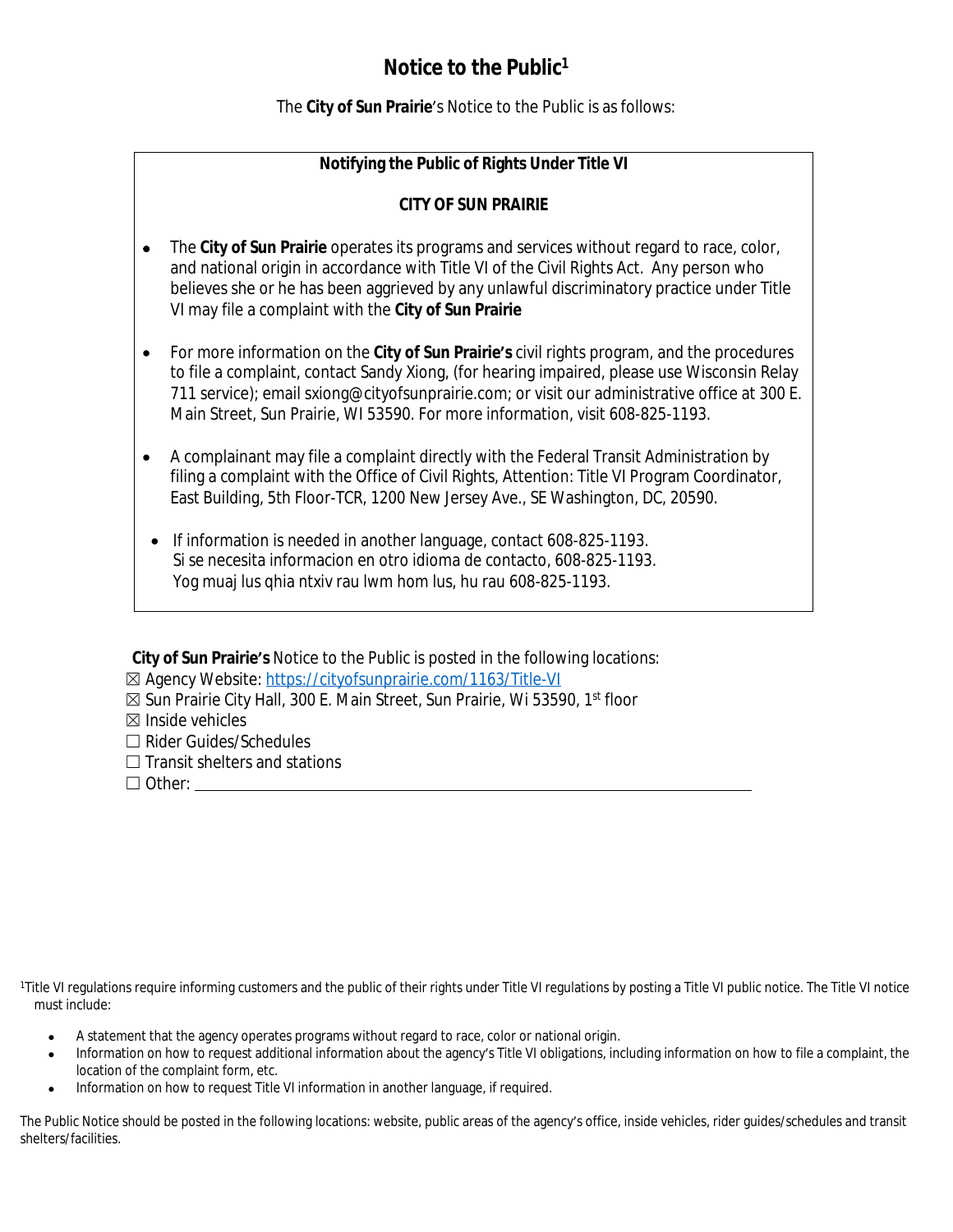# Notice to the Public[1]

The **City of Sun Prairie**'s Notice to the Public is as follows:

**Notifying the Public of Rights Under Title VI**

**CITY OF SUN PRAIRIE**

- The **City of Sun Prairie** operates its programs and services without regard to race, color, and national origin in accordance with Title VI of the Civil Rights Act. Any person who believes she or he has been aggrieved by any unlawful discriminatory practice under Title VI may file a complaint with the **City of Sun Prairie**
- For more information on the **City of Sun Prairie's** civil rights program, and the procedures to file a complaint, contact Sandy Xiong, (for hearing impaired, please use Wisconsin Relay 711 service); email sxiong@cityofsunprairie.com; or visit our administrative office at 300 E. Main Street, Sun Prairie, WI 53590. For more information, visit 608-825-1193.
- A complainant may file a complaint directly with the Federal Transit Administration by filing a complaint with the Office of Civil Rights, Attention: Title VI Program Coordinator, East Building, 5th Floor-TCR, 1200 New Jersey Ave., SE Washington, DC, 20590.
- If information is needed in another language, contact 608-825-1193.
  Si se necesita informacion en otro idioma de contacto, 608-825-1193.
  Yog muaj lus qhia ntxiv rau lwm hom lus, hu rau 608-825-1193.

**City of Sun Prairie's** Notice to the Public is posted in the following locations:

☒ Agency Website: https://cityofsunprairie.com/1163/Title-VI
☒ Sun Prairie City Hall, 300 E. Main Street, Sun Prairie, Wi 53590, 1st floor
☒ Inside vehicles
☐ Rider Guides/Schedules
☐ Transit shelters and stations
☐ Other: ____________________

[1] Title VI regulations require informing customers and the public of their rights under Title VI regulations by posting a Title VI public notice. The Title VI notice must include:

- A statement that the agency operates programs without regard to race, color or national origin.
- Information on how to request additional information about the agency's Title VI obligations, including information on how to file a complaint, the location of the complaint form, etc.
- Information on how to request Title VI information in another language, if required.

The Public Notice should be posted in the following locations: website, public areas of the agency's office, inside vehicles, rider guides/schedules and transit shelters/facilities.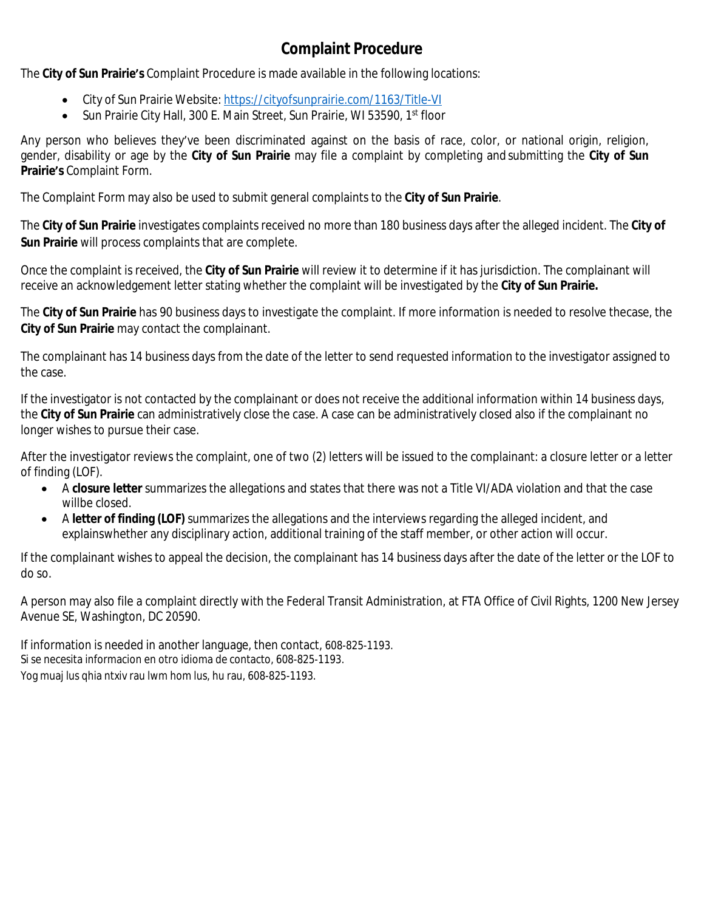# Complaint Procedure

The **City of Sun Prairie's** Complaint Procedure is made available in the following locations:

- City of Sun Prairie Website: [https://cityofsunprairie.com/1163/Title-VI](https://cityofsunprairie.com/1163/Title-VI)
- Sun Prairie City Hall, 300 E. Main Street, Sun Prairie, WI 53590, 1st floor

Any person who believes they've been discriminated against on the basis of race, color, or national origin, religion, gender, disability or age by the **City of Sun Prairie** may file a complaint by completing and submitting the **City of Sun Prairie's** Complaint Form.

The Complaint Form may also be used to submit general complaints to the **City of Sun Prairie**.

The **City of Sun Prairie** investigates complaints received no more than 180 business days after the alleged incident. The **City of Sun Prairie** will process complaints that are complete.

Once the complaint is received, the **City of Sun Prairie** will review it to determine if it has jurisdiction. The complainant will receive an acknowledgement letter stating whether the complaint will be investigated by the **City of Sun Prairie.**

The **City of Sun Prairie** has 90 business days to investigate the complaint. If more information is needed to resolve thecase, the **City of Sun Prairie** may contact the complainant.

The complainant has 14 business days from the date of the letter to send requested information to the investigator assigned to the case.

If the investigator is not contacted by the complainant or does not receive the additional information within 14 business days, the **City of Sun Prairie** can administratively close the case. A case can be administratively closed also if the complainant no longer wishes to pursue their case.

After the investigator reviews the complaint, one of two (2) letters will be issued to the complainant: a closure letter or a letter of finding (LOF).

- A **closure letter** summarizes the allegations and states that there was not a Title VI/ADA violation and that the case willbe closed.
- A **letter of finding (LOF)** summarizes the allegations and the interviews regarding the alleged incident, and explainswhether any disciplinary action, additional training of the staff member, or other action will occur.

If the complainant wishes to appeal the decision, the complainant has 14 business days after the date of the letter or the LOF to do so.

A person may also file a complaint directly with the Federal Transit Administration, at FTA Office of Civil Rights, 1200 New Jersey Avenue SE, Washington, DC 20590.

If information is needed in another language, then contact, 608-825-1193.
Si se necesita informacion en otro idioma de contacto, 608-825-1193.
Yog muaj lus qhia ntxiv rau lwm hom lus, hu rau, 608-825-1193.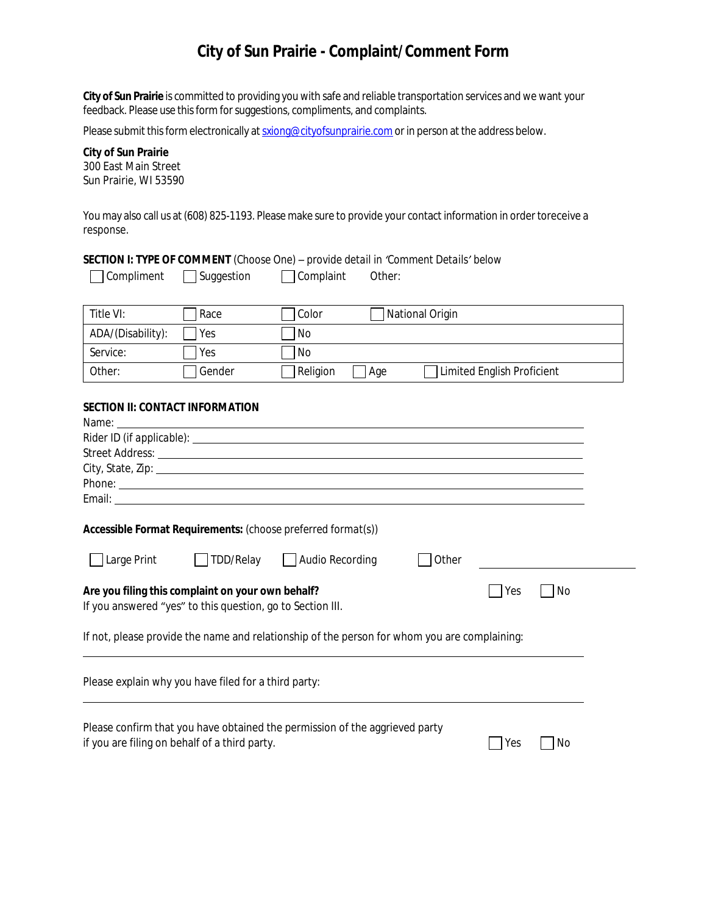# City of Sun Prairie - Complaint/Comment Form

**City of Sun Prairie** is committed to providing you with safe and reliable transportation services and we want your feedback. Please use this form for suggestions, compliments, and complaints.

Please submit this form electronically at sxiong@cityofsunprairie.com or in person at the address below.

**City of Sun Prairie**
300 East Main Street
Sun Prairie, WI 53590

You may also call us at (608) 825-1193. Please make sure to provide your contact information in order toreceive a response.

**SECTION I: TYPE OF COMMENT** (Choose One) – provide detail in 'Comment Details' below

☐ Compliment ☐ Suggestion ☐ Complaint Other:

| | | | | |
|---|---|---|---|---|
| Title VI: | ☐ Race | ☐ Color | ☐ National Origin | |
| ADA/(Disability): | ☐ Yes | ☐ No | | |
| Service: | ☐ Yes | ☐ No | | |
| Other: | ☐ Gender | ☐ Religion | ☐ Age | ☐ Limited English Proficient |

**SECTION II: CONTACT INFORMATION**

Name: ______________________________

Rider ID (if applicable): ______________________________

Street Address: ______________________________

City, State, Zip: ______________________________

Phone: ______________________________

Email: ______________________________

**Accessible Format Requirements:** (choose preferred format(s))

☐ Large Print ☐ TDD/Relay ☐ Audio Recording ☐ Other ______________

**Are you filing this complaint on your own behalf?** ☐ Yes ☐ No

If you answered "yes" to this question, go to Section III.

If not, please provide the name and relationship of the person for whom you are complaining:

______________________________

Please explain why you have filed for a third party:

______________________________

Please confirm that you have obtained the permission of the aggrieved party if you are filing on behalf of a third party. ☐ Yes ☐ No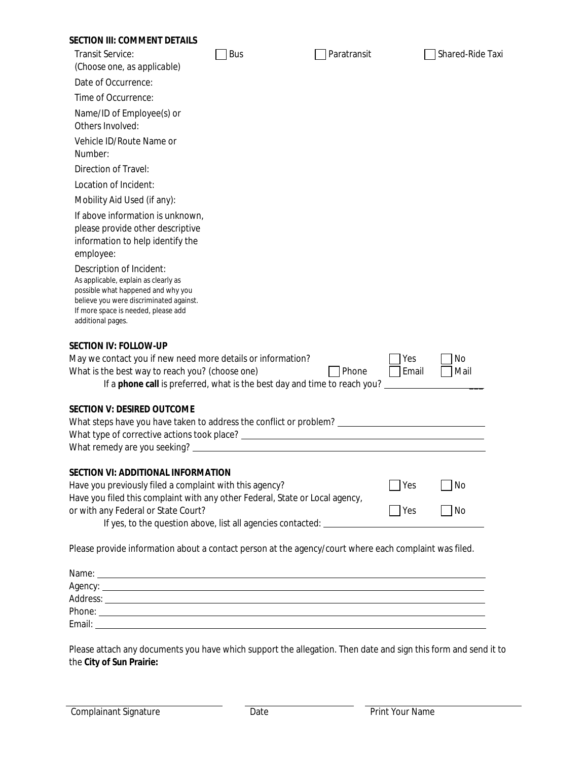**SECTION III: COMMENT DETAILS**

Transit Service: (Choose one, as applicable) ☐ Bus ☐ Paratransit ☐ Shared-Ride Taxi

Date of Occurrence:

Time of Occurrence:

Name/ID of Employee(s) or Others Involved:

Vehicle ID/Route Name or Number:

Direction of Travel:

Location of Incident:

Mobility Aid Used (if any):

If above information is unknown, please provide other descriptive information to help identify the employee:

Description of Incident:
As applicable, explain as clearly as possible what happened and why you believe you were discriminated against. If more space is needed, please add additional pages.

**SECTION IV: FOLLOW-UP**

May we contact you if new need more details or information? ☐ Yes ☐ No

What is the best way to reach you? (choose one) ☐ Phone ☐ Email ☐ Mail

If a **phone call** is preferred, what is the best day and time to reach you? ______________________

**SECTION V: DESIRED OUTCOME**

What steps have you have taken to address the conflict or problem? ______________________

What type of corrective actions took place? ______________________

What remedy are you seeking? ______________________

**SECTION VI: ADDITIONAL INFORMATION**

Have you previously filed a complaint with this agency? ☐ Yes ☐ No

Have you filed this complaint with any other Federal, State or Local agency, or with any Federal or State Court? ☐ Yes ☐ No

If yes, to the question above, list all agencies contacted: ______________________

Please provide information about a contact person at the agency/court where each complaint was filed.

Name: ______________________

Agency: ______________________

Address: ______________________

Phone: ______________________

Email: ______________________

Please attach any documents you have which support the allegation. Then date and sign this form and send it to the **City of Sun Prairie:**

______________________ Complainant Signature

______________________ Date

______________________ Print Your Name